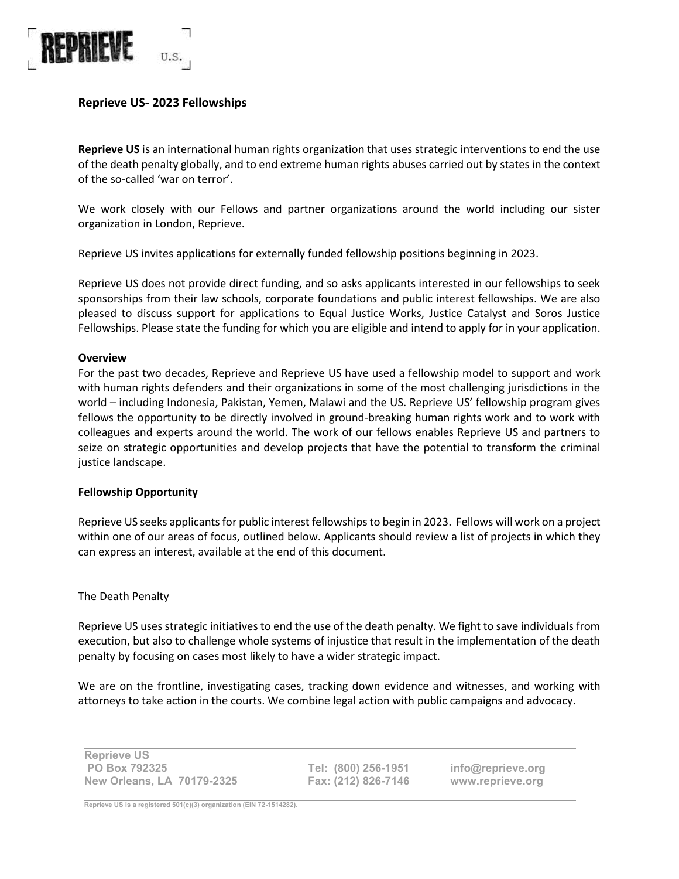REPRIEVE U.S.

## Reprieve US- 2023 Fellowships

**Reprieve US** is an international human rights organization that uses strategic interventions to end the use of the death penalty globally, and to end extreme human rights abuses carried out by states in the context of the so-called 'war on terror'.

We work closely with our Fellows and partner organizations around the world including our sister organization in London, Reprieve.

Reprieve US invites applications for externally funded fellowship positions beginning in 2023.

Reprieve US does not provide direct funding, and so asks applicants interested in our fellowships to seek sponsorships from their law schools, corporate foundations and public interest fellowships. We are also pleased to discuss support for applications to Equal Justice Works, Justice Catalyst and Soros Justice Fellowships. Please state the funding for which you are eligible and intend to apply for in your application.

### Overview

For the past two decades, Reprieve and Reprieve US have used a fellowship model to support and work with human rights defenders and their organizations in some of the most challenging jurisdictions in the world – including Indonesia, Pakistan, Yemen, Malawi and the US. Reprieve US' fellowship program gives fellows the opportunity to be directly involved in ground-breaking human rights work and to work with colleagues and experts around the world. The work of our fellows enables Reprieve US and partners to seize on strategic opportunities and develop projects that have the potential to transform the criminal justice landscape.

### Fellowship Opportunity

Reprieve US seeks applicants for public interest fellowships to begin in 2023. Fellows will work on a project within one of our areas of focus, outlined below. Applicants should review a list of projects in which they can express an interest, available at the end of this document.

#### The Death Penalty

Reprieve US uses strategic initiatives to end the use of the death penalty. We fight to save individuals from execution, but also to challenge whole systems of injustice that result in the implementation of the death penalty by focusing on cases most likely to have a wider strategic impact.

We are on the frontline, investigating cases, tracking down evidence and witnesses, and working with attorneys to take action in the courts. We combine legal action with public campaigns and advocacy.

Reprieve US
PO Box 792325
New Orleans, LA 70179-2325

Tel: (800) 256-1951
Fax: (212) 826-7146

info@reprieve.org
www.reprieve.org

Reprieve US is a registered 501(c)(3) organization (EIN 72-1514282).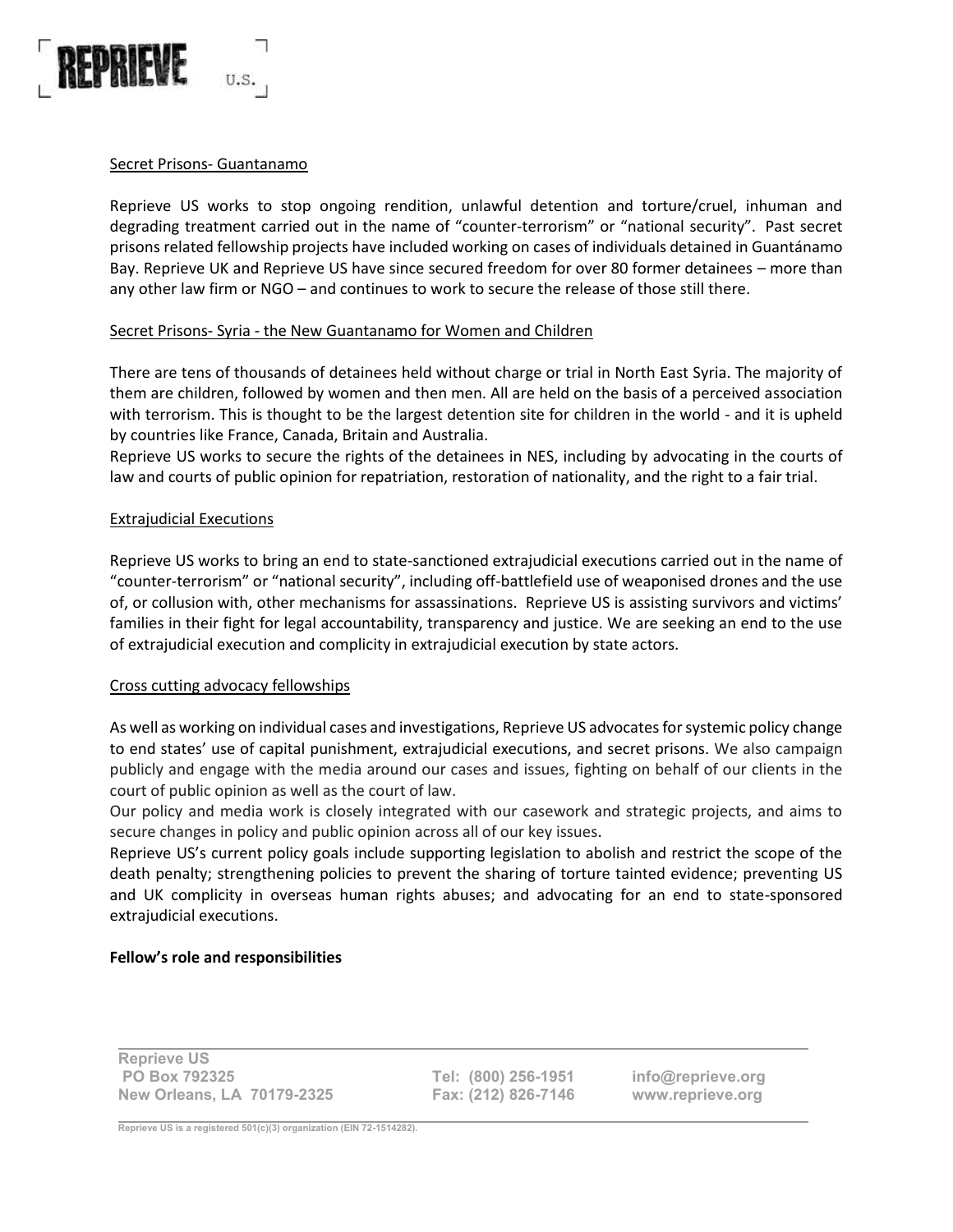## Secret Prisons- Guantanamo

Reprieve US works to stop ongoing rendition, unlawful detention and torture/cruel, inhuman and degrading treatment carried out in the name of "counter-terrorism" or "national security". Past secret prisons related fellowship projects have included working on cases of individuals detained in Guantánamo Bay. Reprieve UK and Reprieve US have since secured freedom for over 80 former detainees – more than any other law firm or NGO – and continues to work to secure the release of those still there.

## Secret Prisons- Syria - the New Guantanamo for Women and Children

There are tens of thousands of detainees held without charge or trial in North East Syria. The majority of them are children, followed by women and then men. All are held on the basis of a perceived association with terrorism. This is thought to be the largest detention site for children in the world - and it is upheld by countries like France, Canada, Britain and Australia.

Reprieve US works to secure the rights of the detainees in NES, including by advocating in the courts of law and courts of public opinion for repatriation, restoration of nationality, and the right to a fair trial.

## Extrajudicial Executions

Reprieve US works to bring an end to state-sanctioned extrajudicial executions carried out in the name of "counter-terrorism" or "national security", including off-battlefield use of weaponised drones and the use of, or collusion with, other mechanisms for assassinations. Reprieve US is assisting survivors and victims' families in their fight for legal accountability, transparency and justice. We are seeking an end to the use of extrajudicial execution and complicity in extrajudicial execution by state actors.

## Cross cutting advocacy fellowships

As well as working on individual cases and investigations, Reprieve US advocates for systemic policy change to end states' use of capital punishment, extrajudicial executions, and secret prisons. We also campaign publicly and engage with the media around our cases and issues, fighting on behalf of our clients in the court of public opinion as well as the court of law.

Our policy and media work is closely integrated with our casework and strategic projects, and aims to secure changes in policy and public opinion across all of our key issues.

Reprieve US's current policy goals include supporting legislation to abolish and restrict the scope of the death penalty; strengthening policies to prevent the sharing of torture tainted evidence; preventing US and UK complicity in overseas human rights abuses; and advocating for an end to state-sponsored extrajudicial executions.

**Fellow's role and responsibilities**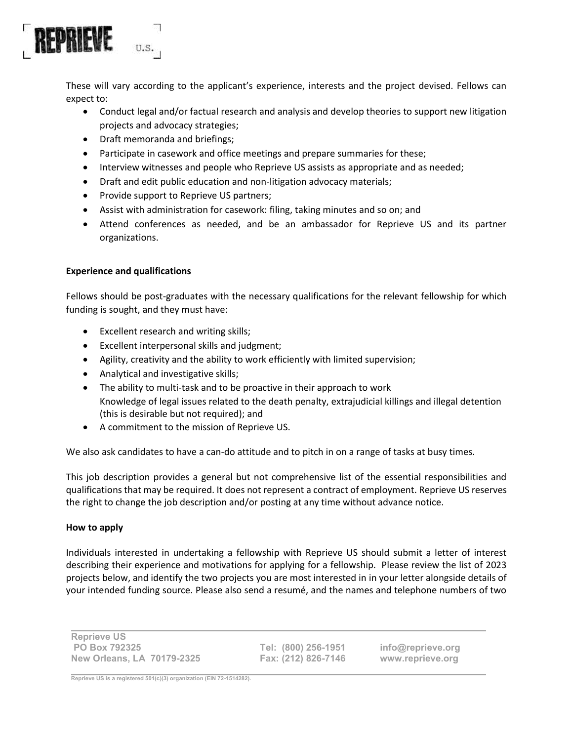These will vary according to the applicant's experience, interests and the project devised. Fellows can expect to:

- Conduct legal and/or factual research and analysis and develop theories to support new litigation projects and advocacy strategies;
- Draft memoranda and briefings;
- Participate in casework and office meetings and prepare summaries for these;
- Interview witnesses and people who Reprieve US assists as appropriate and as needed;
- Draft and edit public education and non-litigation advocacy materials;
- Provide support to Reprieve US partners;
- Assist with administration for casework: filing, taking minutes and so on; and
- Attend conferences as needed, and be an ambassador for Reprieve US and its partner organizations.

**Experience and qualifications**

Fellows should be post-graduates with the necessary qualifications for the relevant fellowship for which funding is sought, and they must have:

- Excellent research and writing skills;
- Excellent interpersonal skills and judgment;
- Agility, creativity and the ability to work efficiently with limited supervision;
- Analytical and investigative skills;
- The ability to multi-task and to be proactive in their approach to work
  Knowledge of legal issues related to the death penalty, extrajudicial killings and illegal detention (this is desirable but not required); and
- A commitment to the mission of Reprieve US.

We also ask candidates to have a can-do attitude and to pitch in on a range of tasks at busy times.

This job description provides a general but not comprehensive list of the essential responsibilities and qualifications that may be required. It does not represent a contract of employment. Reprieve US reserves the right to change the job description and/or posting at any time without advance notice.

**How to apply**

Individuals interested in undertaking a fellowship with Reprieve US should submit a letter of interest describing their experience and motivations for applying for a fellowship. Please review the list of 2023 projects below, and identify the two projects you are most interested in in your letter alongside details of your intended funding source. Please also send a resumé, and the names and telephone numbers of two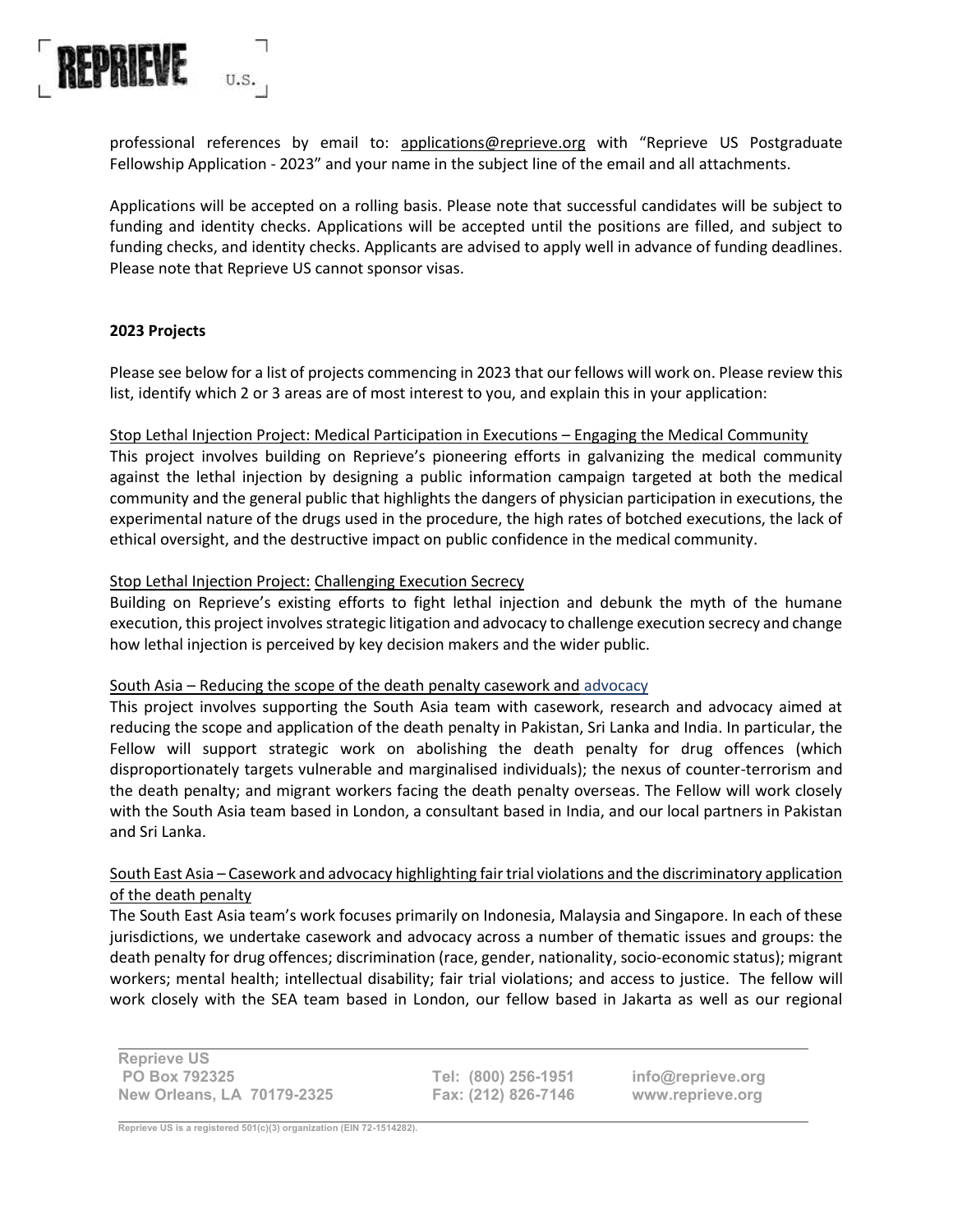professional references by email to: applications@reprieve.org with "Reprieve US Postgraduate Fellowship Application - 2023" and your name in the subject line of the email and all attachments.

Applications will be accepted on a rolling basis. Please note that successful candidates will be subject to funding and identity checks. Applications will be accepted until the positions are filled, and subject to funding checks, and identity checks. Applicants are advised to apply well in advance of funding deadlines. Please note that Reprieve US cannot sponsor visas.

**2023 Projects**

Please see below for a list of projects commencing in 2023 that our fellows will work on. Please review this list, identify which 2 or 3 areas are of most interest to you, and explain this in your application:

Stop Lethal Injection Project: Medical Participation in Executions – Engaging the Medical Community

This project involves building on Reprieve's pioneering efforts in galvanizing the medical community against the lethal injection by designing a public information campaign targeted at both the medical community and the general public that highlights the dangers of physician participation in executions, the experimental nature of the drugs used in the procedure, the high rates of botched executions, the lack of ethical oversight, and the destructive impact on public confidence in the medical community.

Stop Lethal Injection Project: Challenging Execution Secrecy

Building on Reprieve's existing efforts to fight lethal injection and debunk the myth of the humane execution, this project involves strategic litigation and advocacy to challenge execution secrecy and change how lethal injection is perceived by key decision makers and the wider public.

South Asia – Reducing the scope of the death penalty casework and advocacy

This project involves supporting the South Asia team with casework, research and advocacy aimed at reducing the scope and application of the death penalty in Pakistan, Sri Lanka and India. In particular, the Fellow will support strategic work on abolishing the death penalty for drug offences (which disproportionately targets vulnerable and marginalised individuals); the nexus of counter-terrorism and the death penalty; and migrant workers facing the death penalty overseas. The Fellow will work closely with the South Asia team based in London, a consultant based in India, and our local partners in Pakistan and Sri Lanka.

South East Asia – Casework and advocacy highlighting fair trial violations and the discriminatory application of the death penalty

The South East Asia team's work focuses primarily on Indonesia, Malaysia and Singapore. In each of these jurisdictions, we undertake casework and advocacy across a number of thematic issues and groups: the death penalty for drug offences; discrimination (race, gender, nationality, socio-economic status); migrant workers; mental health; intellectual disability; fair trial violations; and access to justice. The fellow will work closely with the SEA team based in London, our fellow based in Jakarta as well as our regional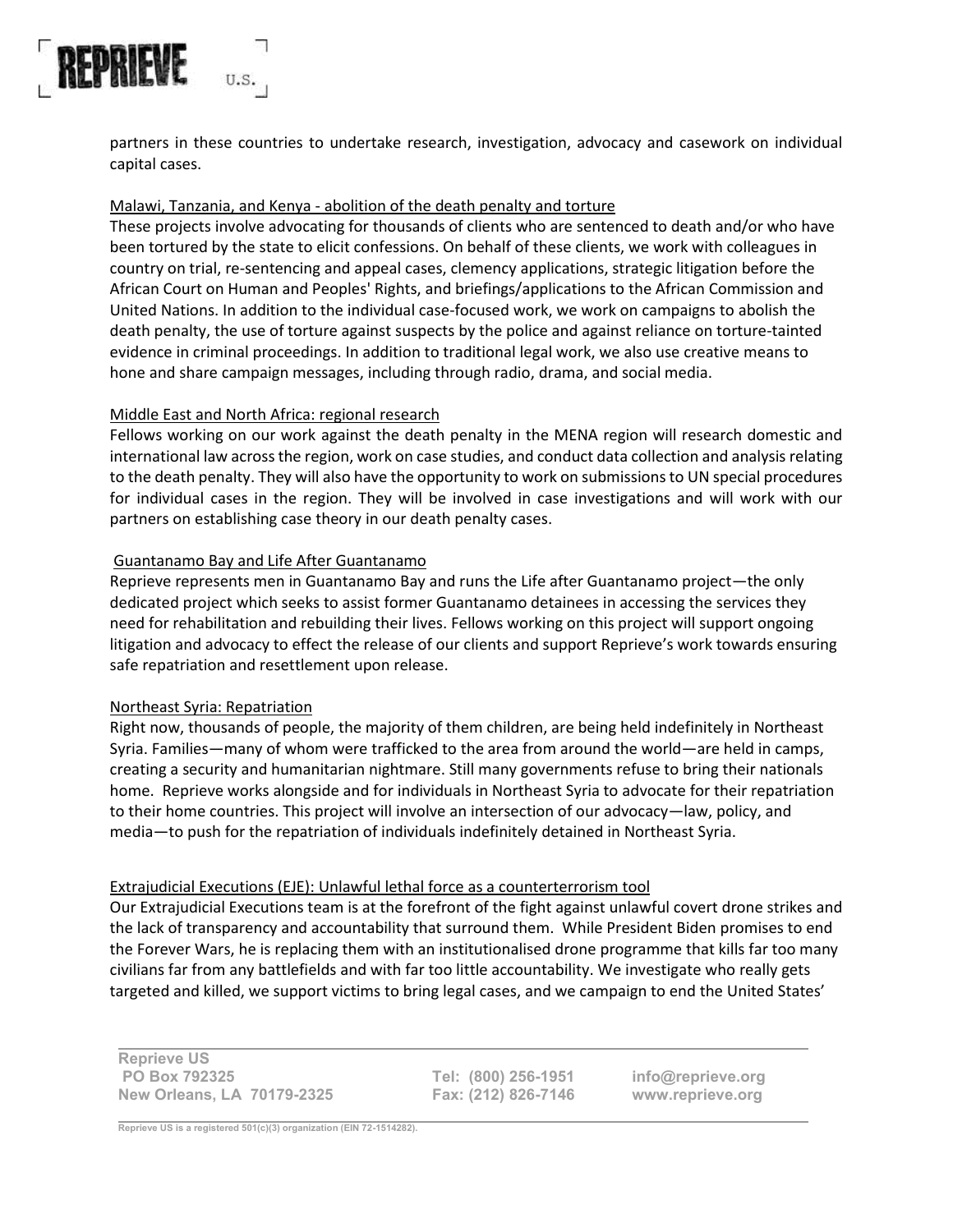partners in these countries to undertake research, investigation, advocacy and casework on individual capital cases.

<u>Malawi, Tanzania, and Kenya - abolition of the death penalty and torture</u>

These projects involve advocating for thousands of clients who are sentenced to death and/or who have been tortured by the state to elicit confessions. On behalf of these clients, we work with colleagues in country on trial, re-sentencing and appeal cases, clemency applications, strategic litigation before the African Court on Human and Peoples' Rights, and briefings/applications to the African Commission and United Nations. In addition to the individual case-focused work, we work on campaigns to abolish the death penalty, the use of torture against suspects by the police and against reliance on torture-tainted evidence in criminal proceedings. In addition to traditional legal work, we also use creative means to hone and share campaign messages, including through radio, drama, and social media.

<u>Middle East and North Africa: regional research</u>

Fellows working on our work against the death penalty in the MENA region will research domestic and international law across the region, work on case studies, and conduct data collection and analysis relating to the death penalty. They will also have the opportunity to work on submissions to UN special procedures for individual cases in the region. They will be involved in case investigations and will work with our partners on establishing case theory in our death penalty cases.

<u>Guantanamo Bay and Life After Guantanamo</u>

Reprieve represents men in Guantanamo Bay and runs the Life after Guantanamo project—the only dedicated project which seeks to assist former Guantanamo detainees in accessing the services they need for rehabilitation and rebuilding their lives. Fellows working on this project will support ongoing litigation and advocacy to effect the release of our clients and support Reprieve's work towards ensuring safe repatriation and resettlement upon release.

<u>Northeast Syria: Repatriation</u>

Right now, thousands of people, the majority of them children, are being held indefinitely in Northeast Syria. Families—many of whom were trafficked to the area from around the world—are held in camps, creating a security and humanitarian nightmare. Still many governments refuse to bring their nationals home. Reprieve works alongside and for individuals in Northeast Syria to advocate for their repatriation to their home countries. This project will involve an intersection of our advocacy—law, policy, and media—to push for the repatriation of individuals indefinitely detained in Northeast Syria.

<u>Extrajudicial Executions (EJE): Unlawful lethal force as a counterterrorism tool</u>

Our Extrajudicial Executions team is at the forefront of the fight against unlawful covert drone strikes and the lack of transparency and accountability that surround them. While President Biden promises to end the Forever Wars, he is replacing them with an institutionalised drone programme that kills far too many civilians far from any battlefields and with far too little accountability. We investigate who really gets targeted and killed, we support victims to bring legal cases, and we campaign to end the United States'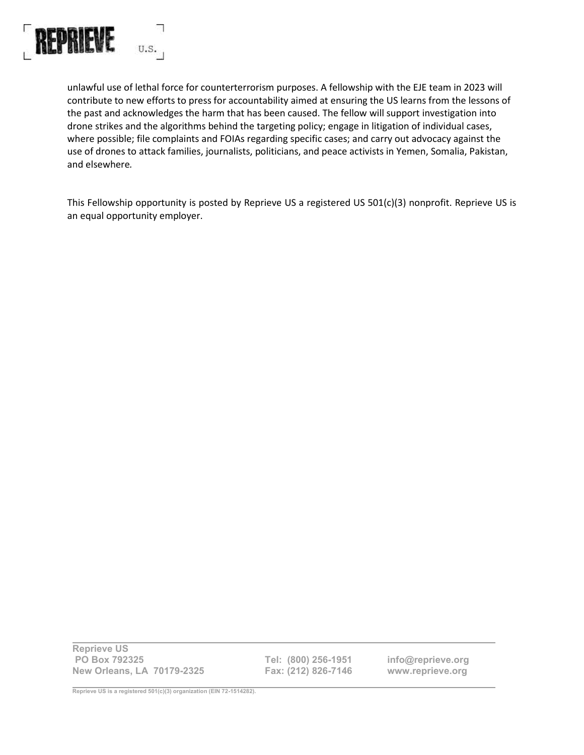unlawful use of lethal force for counterterrorism purposes. A fellowship with the EJE team in 2023 will contribute to new efforts to press for accountability aimed at ensuring the US learns from the lessons of the past and acknowledges the harm that has been caused. The fellow will support investigation into drone strikes and the algorithms behind the targeting policy; engage in litigation of individual cases, where possible; file complaints and FOIAs regarding specific cases; and carry out advocacy against the use of drones to attack families, journalists, politicians, and peace activists in Yemen, Somalia, Pakistan, and elsewhere.

This Fellowship opportunity is posted by Reprieve US a registered US 501(c)(3) nonprofit. Reprieve US is an equal opportunity employer.